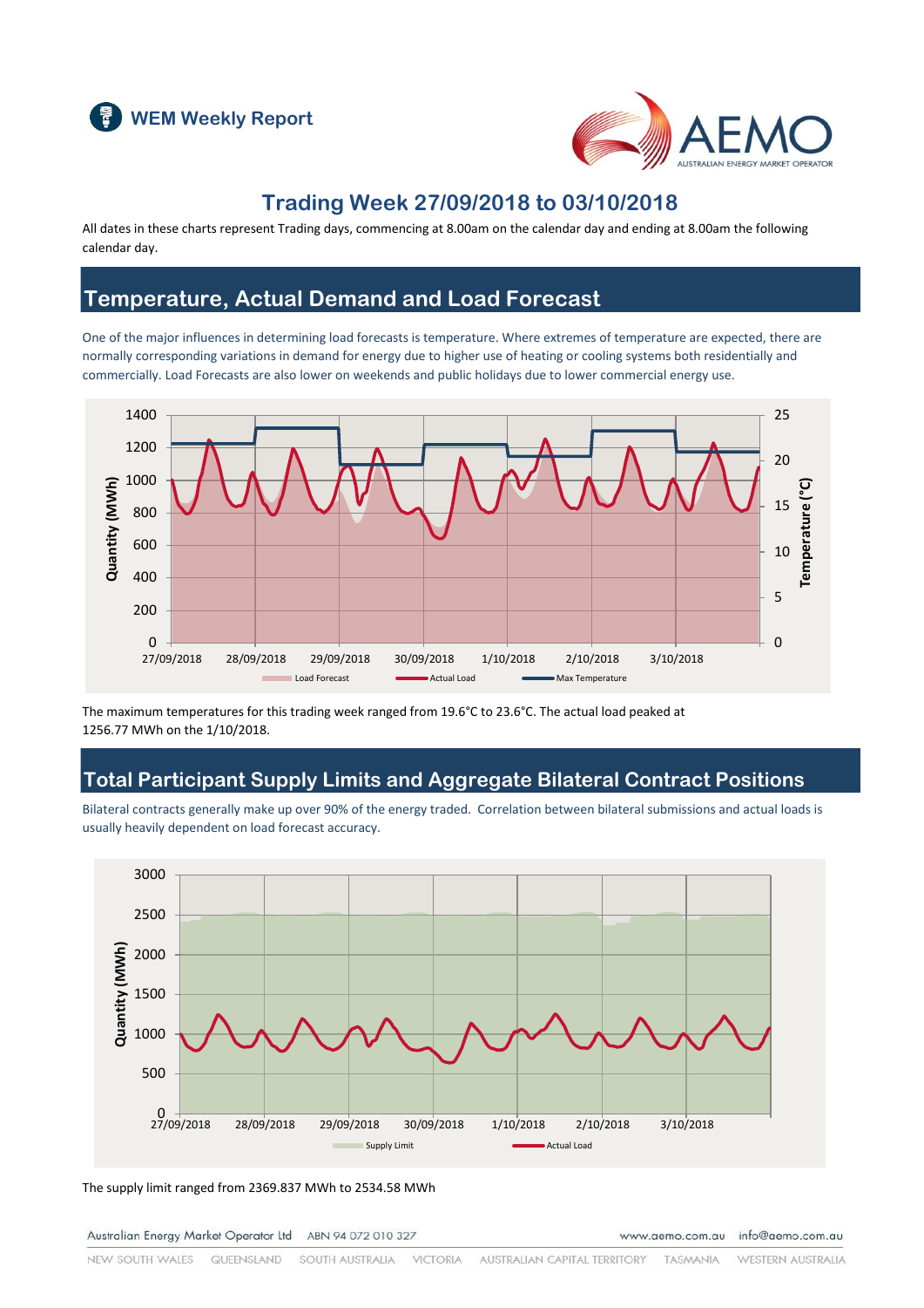WEM Weekly Report

# Trading Week 27/09/2018 to 03/10/2018

All dates in these charts represent Trading days, commencing at 8.00am on the calendar day and ending at 8.00am the following calendar day.

## Temperature, Actual Demand and Load Forecast

One of the major influences in determining load forecasts is temperature. Where extremes of temperature are expected, there are normally corresponding variations in demand for energy due to higher use of heating or cooling systems both residentially and commercially. Load Forecasts are also lower on weekends and public holidays due to lower commercial energy use.

The maximum temperatures for this trading week ranged from 19.6°C to 23.6°C. The actual load peaked at 1256.77 MWh on the 1/10/2018.

## Total Participant Supply Limits and Aggregate Bilateral Contract Positions

Bilateral contracts generally make up over 90% of the energy traded. Correlation between bilateral submissions and actual loads is usually heavily dependent on load forecast accuracy.

The supply limit ranged from 2369.837 MWh to 2534.58 MWh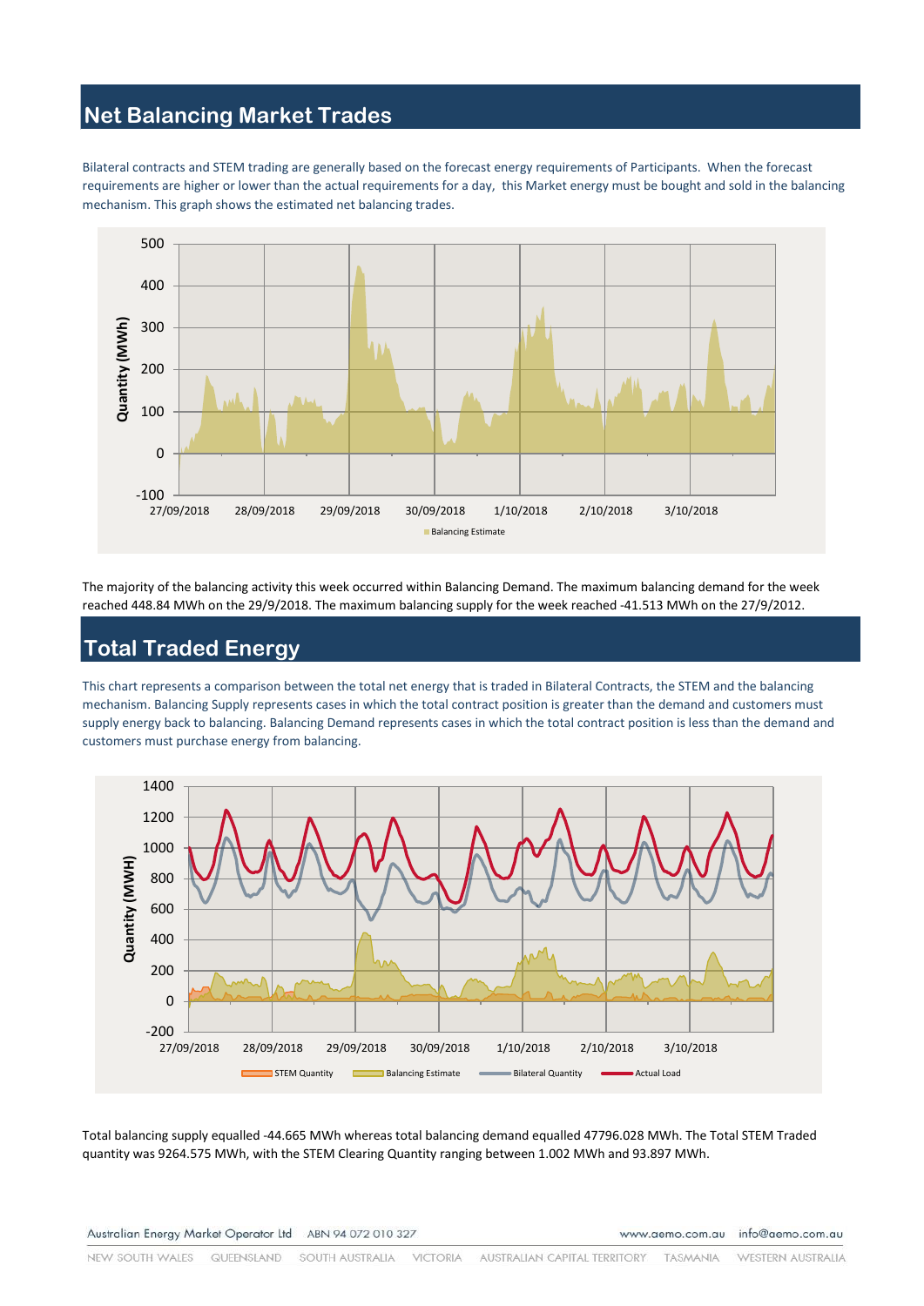## Net Balancing Market Trades

Bilateral contracts and STEM trading are generally based on the forecast energy requirements of Participants. When the forecast requirements are higher or lower than the actual requirements for a day, this Market energy must be bought and sold in the balancing mechanism. This graph shows the estimated net balancing trades.

The majority of the balancing activity this week occurred within Balancing Demand. The maximum balancing demand for the week reached 448.84 MWh on the 29/9/2018. The maximum balancing supply for the week reached -41.513 MWh on the 27/9/2012.

## Total Traded Energy

This chart represents a comparison between the total net energy that is traded in Bilateral Contracts, the STEM and the balancing mechanism. Balancing Supply represents cases in which the total contract position is greater than the demand and customers must supply energy back to balancing. Balancing Demand represents cases in which the total contract position is less than the demand and customers must purchase energy from balancing.

Total balancing supply equalled -44.665 MWh whereas total balancing demand equalled 47796.028 MWh. The Total STEM Traded quantity was 9264.575 MWh, with the STEM Clearing Quantity ranging between 1.002 MWh and 93.897 MWh.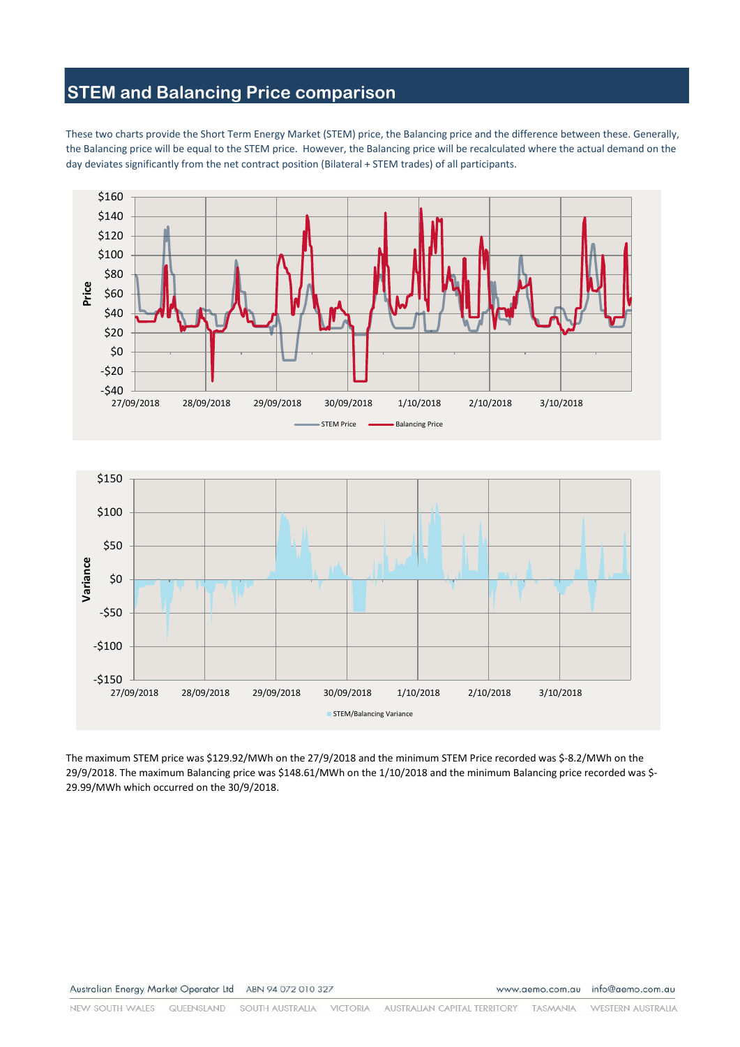## STEM and Balancing Price comparison

These two charts provide the Short Term Energy Market (STEM) price, the Balancing price and the difference between these. Generally, the Balancing price will be equal to the STEM price. However, the Balancing price will be recalculated where the actual demand on the day deviates significantly from the net contract position (Bilateral + STEM trades) of all participants.

Price

$160
$140
$120
$100
$80
$60
$40
$20
$0
-$20
-$40

27/09/2018
28/09/2018
29/09/2018
30/09/2018
1/10/2018
2/10/2018
3/10/2018

STEM Price
Balancing Price

Variance

$150
$100
$50
$0
-$50
-$100
-$150

27/09/2018
28/09/2018
29/09/2018
30/09/2018
1/10/2018
2/10/2018
3/10/2018

STEM/Balancing Variance

The maximum STEM price was $129.92/MWh on the 27/9/2018 and the minimum STEM Price recorded was $-8.2/MWh on the 29/9/2018. The maximum Balancing price was $148.61/MWh on the 1/10/2018 and the minimum Balancing price recorded was $-29.99/MWh which occurred on the 30/9/2018.